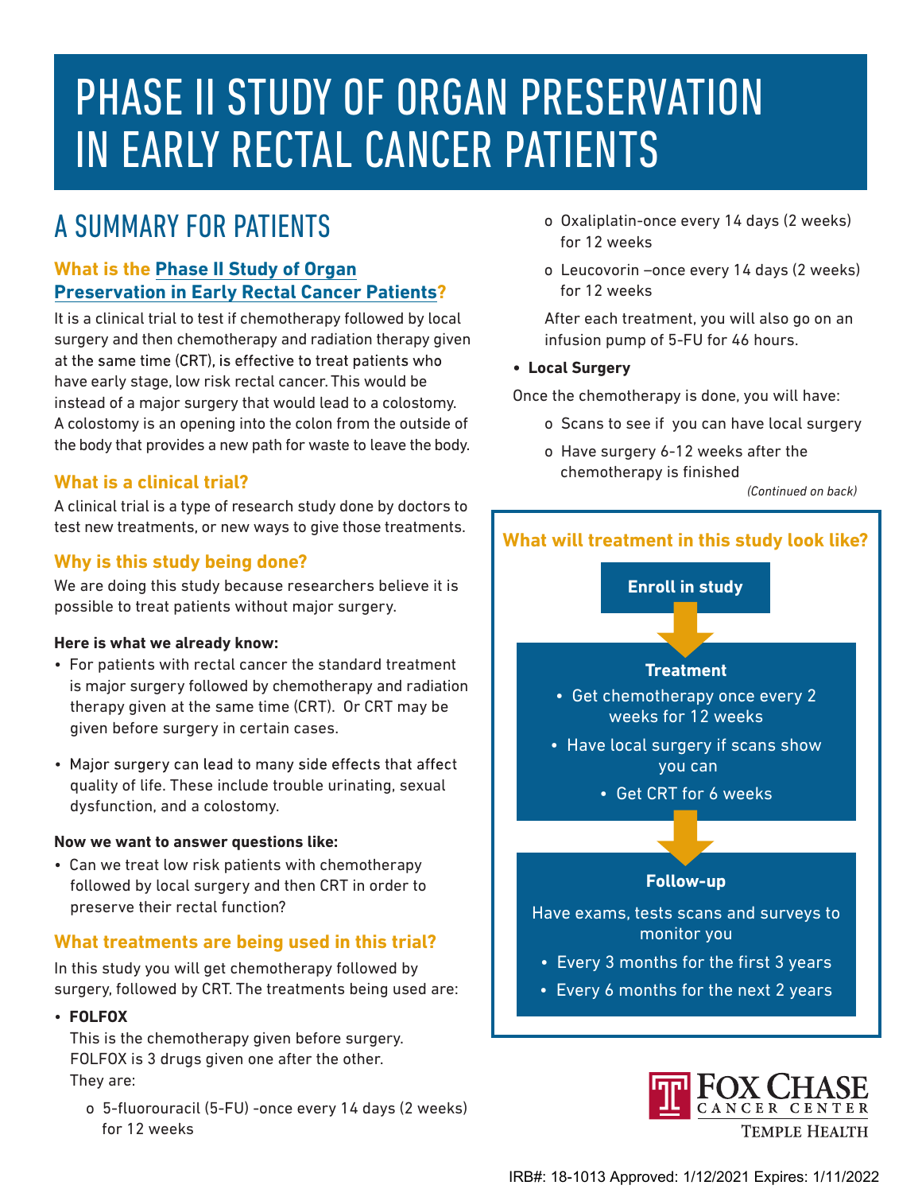# PHASE II STUDY OF ORGAN PRESERVATION IN EARLY RECTAL CANCER PATIENTS

## A SUMMARY FOR PATIENTS

### What is the Phase II Study of Organ Preservation in Early Rectal Cancer Patients?

It is a clinical trial to test if chemotherapy followed by local surgery and then chemotherapy and radiation therapy given at the same time (CRT), is effective to treat patients who have early stage, low risk rectal cancer. This would be instead of a major surgery that would lead to a colostomy. A colostomy is an opening into the colon from the outside of the body that provides a new path for waste to leave the body.

### What is a clinical trial?

A clinical trial is a type of research study done by doctors to test new treatments, or new ways to give those treatments.

### Why is this study being done?

We are doing this study because researchers believe it is possible to treat patients without major surgery.

**Here is what we already know:**

- For patients with rectal cancer the standard treatment is major surgery followed by chemotherapy and radiation therapy given at the same time (CRT). Or CRT may be given before surgery in certain cases.
- Major surgery can lead to many side effects that affect quality of life. These include trouble urinating, sexual dysfunction, and a colostomy.

**Now we want to answer questions like:**

- Can we treat low risk patients with chemotherapy followed by local surgery and then CRT in order to preserve their rectal function?

### What treatments are being used in this trial?

In this study you will get chemotherapy followed by surgery, followed by CRT. The treatments being used are:

- **FOLFOX**

  This is the chemotherapy given before surgery. FOLFOX is 3 drugs given one after the other. They are:

  - 5-fluorouracil (5-FU) -once every 14 days (2 weeks) for 12 weeks
  - Oxaliplatin-once every 14 days (2 weeks) for 12 weeks
  - Leucovorin –once every 14 days (2 weeks) for 12 weeks

  After each treatment, you will also go on an infusion pump of 5-FU for 46 hours.

- **Local Surgery**

Once the chemotherapy is done, you will have:

  - Scans to see if you can have local surgery
  - Have surgery 6-12 weeks after the chemotherapy is finished

*(Continued on back)*

### What will treatment in this study look like?

**Enroll in study**

↓

**Treatment**

- Get chemotherapy once every 2 weeks for 12 weeks
- Have local surgery if scans show you can
- Get CRT for 6 weeks

↓

**Follow-up**

Have exams, tests scans and surveys to monitor you

- Every 3 months for the first 3 years
- Every 6 months for the next 2 years

FOX CHASE CANCER CENTER
TEMPLE HEALTH

IRB#: 18-1013 Approved: 1/12/2021 Expires: 1/11/2022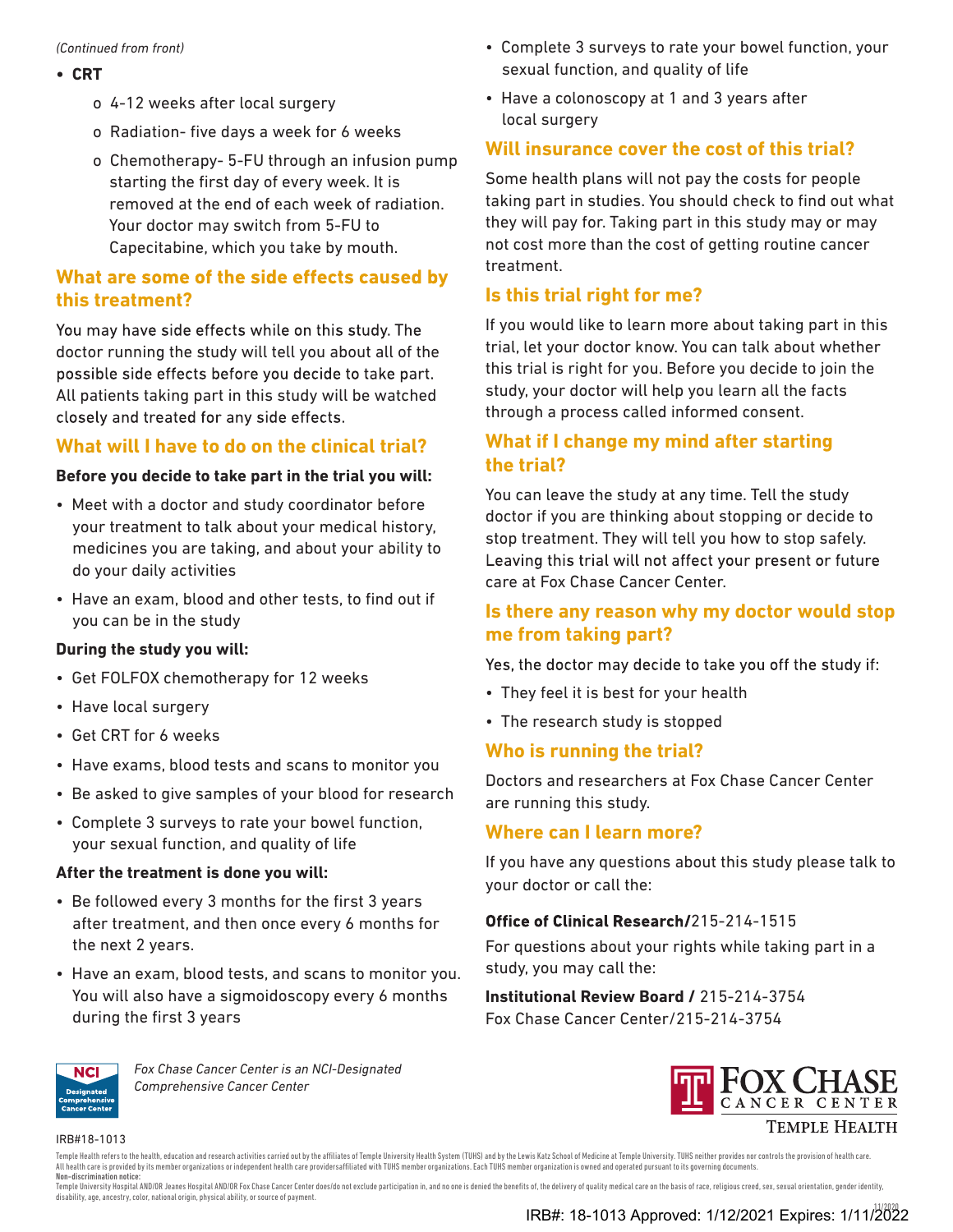*(Continued from front)*

- **CRT**
  - o 4-12 weeks after local surgery
  - o Radiation- five days a week for 6 weeks
  - o Chemotherapy- 5-FU through an infusion pump starting the first day of every week. It is removed at the end of each week of radiation. Your doctor may switch from 5-FU to Capecitabine, which you take by mouth.

## What are some of the side effects caused by this treatment?

You may have side effects while on this study. The doctor running the study will tell you about all of the possible side effects before you decide to take part. All patients taking part in this study will be watched closely and treated for any side effects.

## What will I have to do on the clinical trial?

**Before you decide to take part in the trial you will:**

- Meet with a doctor and study coordinator before your treatment to talk about your medical history, medicines you are taking, and about your ability to do your daily activities
- Have an exam, blood and other tests, to find out if you can be in the study

**During the study you will:**

- Get FOLFOX chemotherapy for 12 weeks
- Have local surgery
- Get CRT for 6 weeks
- Have exams, blood tests and scans to monitor you
- Be asked to give samples of your blood for research
- Complete 3 surveys to rate your bowel function, your sexual function, and quality of life

**After the treatment is done you will:**

- Be followed every 3 months for the first 3 years after treatment, and then once every 6 months for the next 2 years.
- Have an exam, blood tests, and scans to monitor you. You will also have a sigmoidoscopy every 6 months during the first 3 years
- Complete 3 surveys to rate your bowel function, your sexual function, and quality of life
- Have a colonoscopy at 1 and 3 years after local surgery

## Will insurance cover the cost of this trial?

Some health plans will not pay the costs for people taking part in studies. You should check to find out what they will pay for. Taking part in this study may or may not cost more than the cost of getting routine cancer treatment.

## Is this trial right for me?

If you would like to learn more about taking part in this trial, let your doctor know. You can talk about whether this trial is right for you. Before you decide to join the study, your doctor will help you learn all the facts through a process called informed consent.

## What if I change my mind after starting the trial?

You can leave the study at any time. Tell the study doctor if you are thinking about stopping or decide to stop treatment. They will tell you how to stop safely. Leaving this trial will not affect your present or future care at Fox Chase Cancer Center.

## Is there any reason why my doctor would stop me from taking part?

Yes, the doctor may decide to take you off the study if:

- They feel it is best for your health
- The research study is stopped

## Who is running the trial?

Doctors and researchers at Fox Chase Cancer Center are running this study.

## Where can I learn more?

If you have any questions about this study please talk to your doctor or call the:

**Office of Clinical Research/**215-214-1515

For questions about your rights while taking part in a study, you may call the:

**Institutional Review Board /** 215-214-3754
Fox Chase Cancer Center/215-214-3754

NCI Designated Comprehensive Cancer Center

*Fox Chase Cancer Center is an NCI-Designated Comprehensive Cancer Center*

FOX CHASE CANCER CENTER
TEMPLE HEALTH

IRB#18-1013

Temple Health refers to the health, education and research activities carried out by the affiliates of Temple University Health System (TUHS) and by the Lewis Katz School of Medicine at Temple University. TUHS neither provides nor controls the provision of health care. All health care is provided by its member organizations or independent health care providersaffiliated with TUHS member organizations. Each TUHS member organization is owned and operated pursuant to its governing documents.

**Non-discrimination notice:**
Temple University Hospital AND/OR Jeanes Hospital AND/OR Fox Chase Cancer Center does/do not exclude participation in, and no one is denied the benefits of, the delivery of quality medical care on the basis of race, religious creed, sex, sexual orientation, gender identity, disability, age, ancestry, color, national origin, physical ability, or source of payment.

11/2020

IRB#: 18-1013 Approved: 1/12/2021 Expires: 1/11/2022